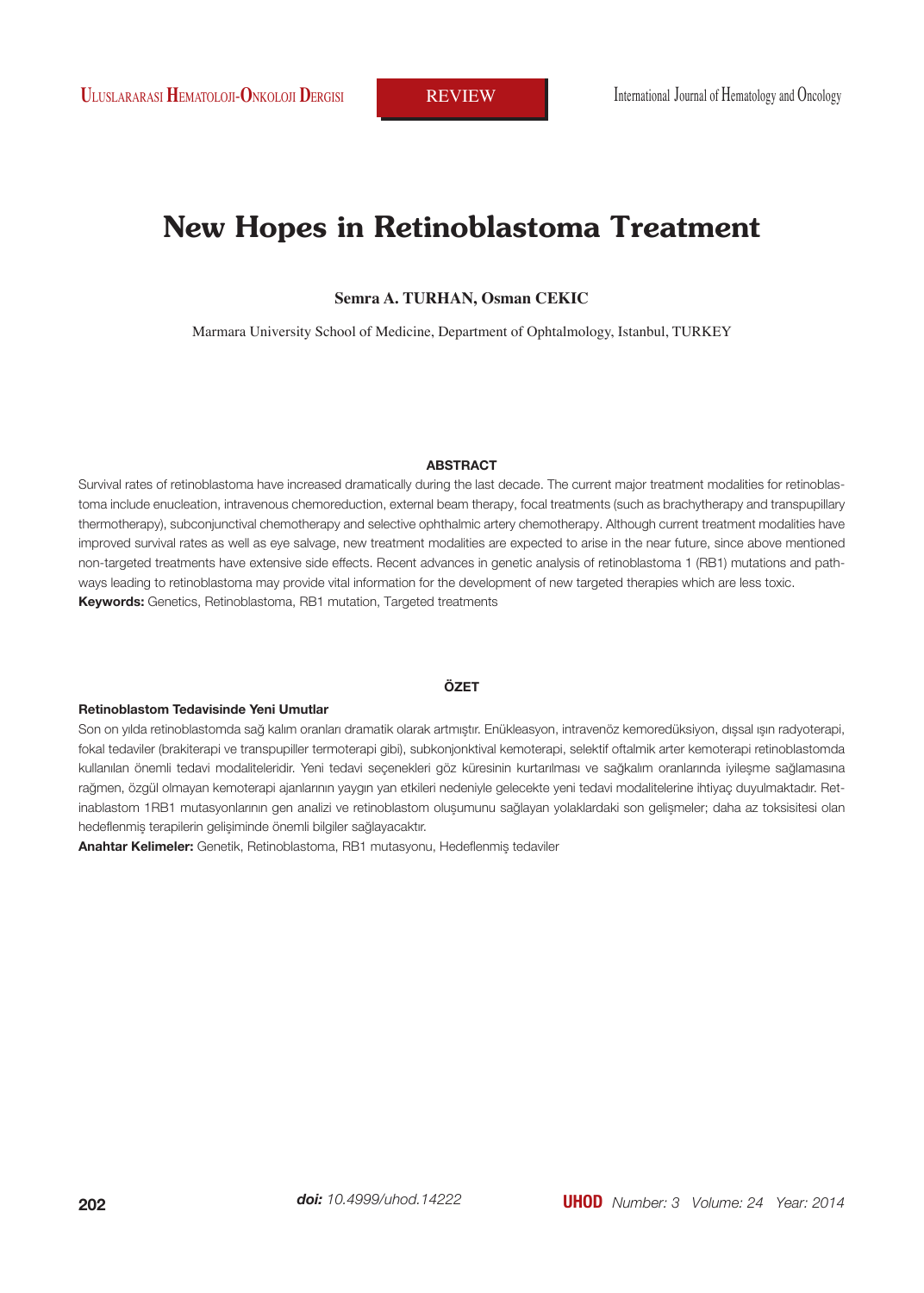# New Hopes in Retinoblastoma Treatment

**Semra A. TURHAN, Osman CEKIC**

Marmara University School of Medicine, Department of Ophtalmology, Istanbul, TURKEY

## ABSTRACT

Survival rates of retinoblastoma have increased dramatically during the last decade. The current major treatment modalities for retinoblastoma include enucleation, intravenous chemoreduction, external beam therapy, focal treatments (such as brachytherapy and transpupillary thermotherapy), subconjunctival chemotherapy and selective ophthalmic artery chemotherapy. Although current treatment modalities have improved survival rates as well as eye salvage, new treatment modalities are expected to arise in the near future, since above mentioned non-targeted treatments have extensive side effects. Recent advances in genetic analysis of retinoblastoma 1 (RB1) mutations and pathways leading to retinoblastoma may provide vital information for the development of new targeted therapies which are less toxic.

**Keywords:** Genetics, Retinoblastoma, RB1 mutation, Targeted treatments

## ÖZET

**Retinoblastom Tedavisinde Yeni Umutlar**

Son on yılda retinoblastomda sağ kalım oranları dramatik olarak artmıştır. Enükleasyon, intravenöz kemoredüksiyon, dışsal ışın radyoterapi, fokal tedaviler (brakiterapi ve transpupiller termoterapi gibi), subkonjonktival kemoterapi, selektif oftalmik arter kemoterapi retinoblastomda kullanılan önemli tedavi modaliteleridir. Yeni tedavi seçenekleri göz küresinin kurtarılması ve sağkalım oranlarında iyileşme sağlamasına rağmen, özgül olmayan kemoterapi ajanlarının yaygın yan etkileri nedeniyle gelecekte yeni tedavi modalitelerine ihtiyaç duyulmaktadır. Retinablastom 1RB1 mutasyonlarının gen analizi ve retinoblastom oluşumunu sağlayan yolaklardaki son gelişmeler; daha az toksisitesi olan hedeflenmiş terapilerin gelişiminde önemli bilgiler sağlayacaktır.

**Anahtar Kelimeler:** Genetik, Retinoblastoma, RB1 mutasyonu, Hedeflenmiş tedaviler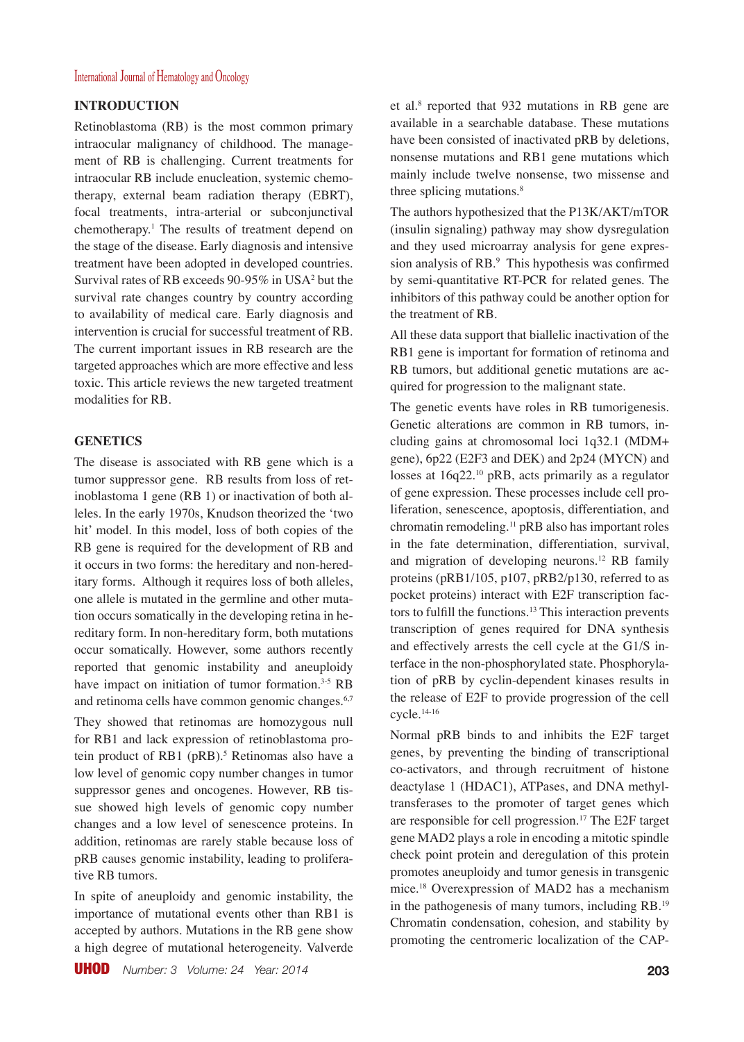## INTRODUCTION

Retinoblastoma (RB) is the most common primary intraocular malignancy of childhood. The management of RB is challenging. Current treatments for intraocular RB include enucleation, systemic chemotherapy, external beam radiation therapy (EBRT), focal treatments, intra-arterial or subconjunctival chemotherapy.[1] The results of treatment depend on the stage of the disease. Early diagnosis and intensive treatment have been adopted in developed countries. Survival rates of RB exceeds 90-95% in USA[2] but the survival rate changes country by country according to availability of medical care. Early diagnosis and intervention is crucial for successful treatment of RB. The current important issues in RB research are the targeted approaches which are more effective and less toxic. This article reviews the new targeted treatment modalities for RB.

## GENETICS

The disease is associated with RB gene which is a tumor suppressor gene. RB results from loss of retinoblastoma 1 gene (RB 1) or inactivation of both alleles. In the early 1970s, Knudson theorized the 'two hit' model. In this model, loss of both copies of the RB gene is required for the development of RB and it occurs in two forms: the hereditary and non-hereditary forms. Although it requires loss of both alleles, one allele is mutated in the germline and other mutation occurs somatically in the developing retina in hereditary form. In non-hereditary form, both mutations occur somatically. However, some authors recently reported that genomic instability and aneuploidy have impact on initiation of tumor formation.[3-5] RB and retinoma cells have common genomic changes.[6,7]

They showed that retinomas are homozygous null for RB1 and lack expression of retinoblastoma protein product of RB1 (pRB).[5] Retinomas also have a low level of genomic copy number changes in tumor suppressor genes and oncogenes. However, RB tissue showed high levels of genomic copy number changes and a low level of senescence proteins. In addition, retinomas are rarely stable because loss of pRB causes genomic instability, leading to proliferative RB tumors.

In spite of aneuploidy and genomic instability, the importance of mutational events other than RB1 is accepted by authors. Mutations in the RB gene show a high degree of mutational heterogeneity. Valverde et al.[8] reported that 932 mutations in RB gene are available in a searchable database. These mutations have been consisted of inactivated pRB by deletions, nonsense mutations and RB1 gene mutations which mainly include twelve nonsense, two missense and three splicing mutations.[8]

The authors hypothesized that the P13K/AKT/mTOR (insulin signaling) pathway may show dysregulation and they used microarray analysis for gene expression analysis of RB.[9] This hypothesis was confirmed by semi-quantitative RT-PCR for related genes. The inhibitors of this pathway could be another option for the treatment of RB.

All these data support that biallelic inactivation of the RB1 gene is important for formation of retinoma and RB tumors, but additional genetic mutations are acquired for progression to the malignant state.

The genetic events have roles in RB tumorigenesis. Genetic alterations are common in RB tumors, including gains at chromosomal loci 1q32.1 (MDM+ gene), 6p22 (E2F3 and DEK) and 2p24 (MYCN) and losses at 16q22.[10] pRB, acts primarily as a regulator of gene expression. These processes include cell proliferation, senescence, apoptosis, differentiation, and chromatin remodeling.[11] pRB also has important roles in the fate determination, differentiation, survival, and migration of developing neurons.[12] RB family proteins (pRB1/105, p107, pRB2/p130, referred to as pocket proteins) interact with E2F transcription factors to fulfill the functions.[13] This interaction prevents transcription of genes required for DNA synthesis and effectively arrests the cell cycle at the G1/S interface in the non-phosphorylated state. Phosphorylation of pRB by cyclin-dependent kinases results in the release of E2F to provide progression of the cell cycle.[14-16]

Normal pRB binds to and inhibits the E2F target genes, by preventing the binding of transcriptional co-activators, and through recruitment of histone deactylase 1 (HDAC1), ATPases, and DNA methyltransferases to the promoter of target genes which are responsible for cell progression.[17] The E2F target gene MAD2 plays a role in encoding a mitotic spindle check point protein and deregulation of this protein promotes aneuploidy and tumor genesis in transgenic mice.[18] Overexpression of MAD2 has a mechanism in the pathogenesis of many tumors, including RB.[19] Chromatin condensation, cohesion, and stability by promoting the centromeric localization of the CAP-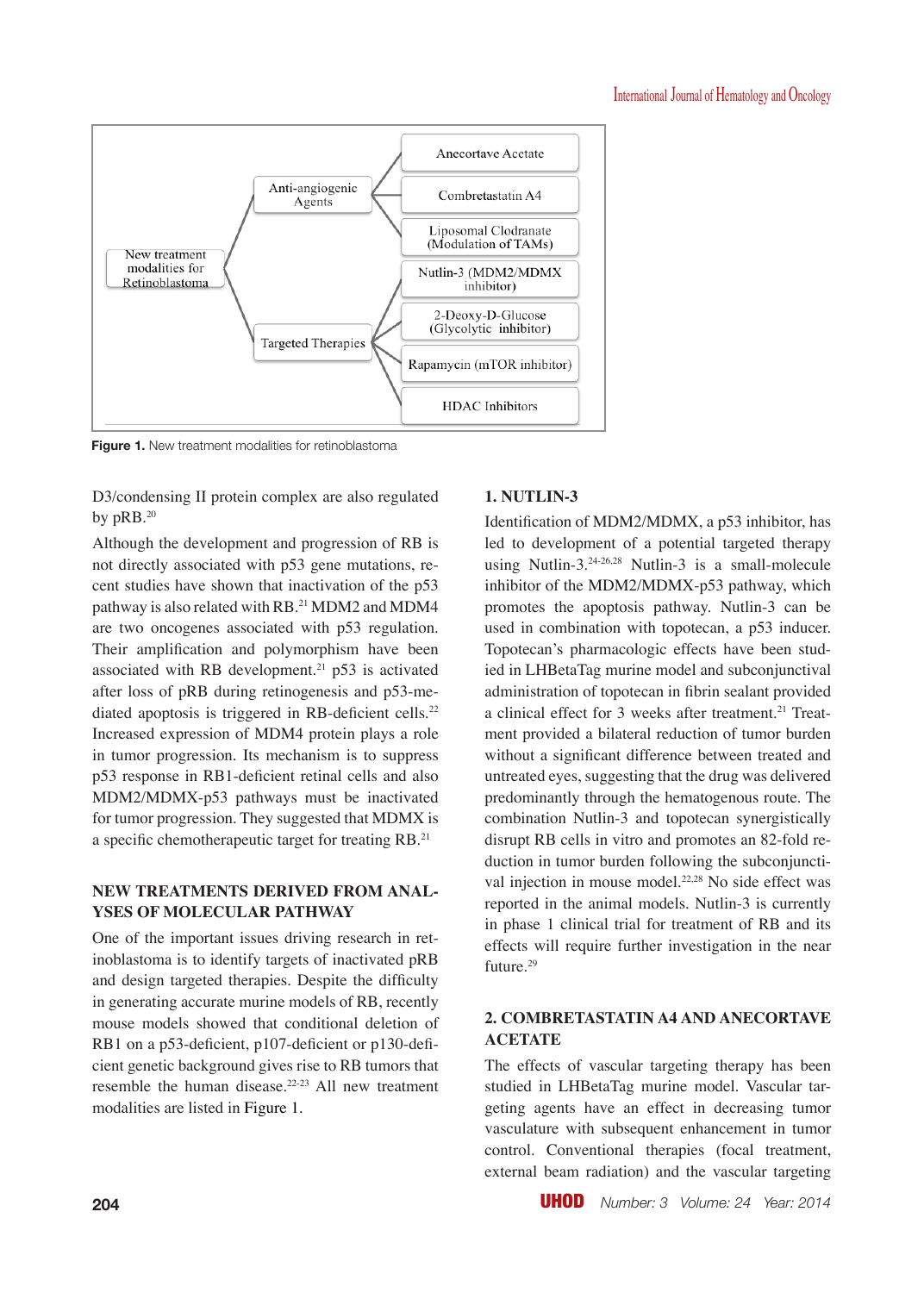New treatment modalities for Retinoblastoma

- Anti-angiogenic Agents
  - Anecortave Acetate
  - Combretastatin A4
  - Liposomal Clodranate (Modulation of TAMs)
- Targeted Therapies
  - Nutlin-3 (MDM2/MDMX inhibitor)
  - 2-Deoxy-D-Glucose (Glycolytic inhibitor)
  - Rapamycin (mTOR inhibitor)
  - HDAC Inhibitors

**Figure 1.** New treatment modalities for retinoblastoma

D3/condensing II protein complex are also regulated by pRB.[20]

Although the development and progression of RB is not directly associated with p53 gene mutations, recent studies have shown that inactivation of the p53 pathway is also related with RB.[21] MDM2 and MDM4 are two oncogenes associated with p53 regulation. Their amplification and polymorphism have been associated with RB development.[21] p53 is activated after loss of pRB during retinogenesis and p53-mediated apoptosis is triggered in RB-deficient cells.[22] Increased expression of MDM4 protein plays a role in tumor progression. Its mechanism is to suppress p53 response in RB1-deficient retinal cells and also MDM2/MDMX-p53 pathways must be inactivated for tumor progression. They suggested that MDMX is a specific chemotherapeutic target for treating RB.[21]

## NEW TREATMENTS DERIVED FROM ANALYSES OF MOLECULAR PATHWAY

One of the important issues driving research in retinoblastoma is to identify targets of inactivated pRB and design targeted therapies. Despite the difficulty in generating accurate murine models of RB, recently mouse models showed that conditional deletion of RB1 on a p53-deficient, p107-deficient or p130-deficient genetic background gives rise to RB tumors that resemble the human disease.[22-23] All new treatment modalities are listed in Figure 1.

## 1. NUTLIN-3

Identification of MDM2/MDMX, a p53 inhibitor, has led to development of a potential targeted therapy using Nutlin-3.[24-26,28] Nutlin-3 is a small-molecule inhibitor of the MDM2/MDMX-p53 pathway, which promotes the apoptosis pathway. Nutlin-3 can be used in combination with topotecan, a p53 inducer. Topotecan's pharmacologic effects have been studied in LHBetaTag murine model and subconjunctival administration of topotecan in fibrin sealant provided a clinical effect for 3 weeks after treatment.[21] Treatment provided a bilateral reduction of tumor burden without a significant difference between treated and untreated eyes, suggesting that the drug was delivered predominantly through the hematogenous route. The combination Nutlin-3 and topotecan synergistically disrupt RB cells in vitro and promotes an 82-fold reduction in tumor burden following the subconjunctival injection in mouse model.[22,28] No side effect was reported in the animal models. Nutlin-3 is currently in phase 1 clinical trial for treatment of RB and its effects will require further investigation in the near future.[29]

## 2. COMBRETASTATIN A4 AND ANECORTAVE ACETATE

The effects of vascular targeting therapy has been studied in LHBetaTag murine model. Vascular targeting agents have an effect in decreasing tumor vasculature with subsequent enhancement in tumor control. Conventional therapies (focal treatment, external beam radiation) and the vascular targeting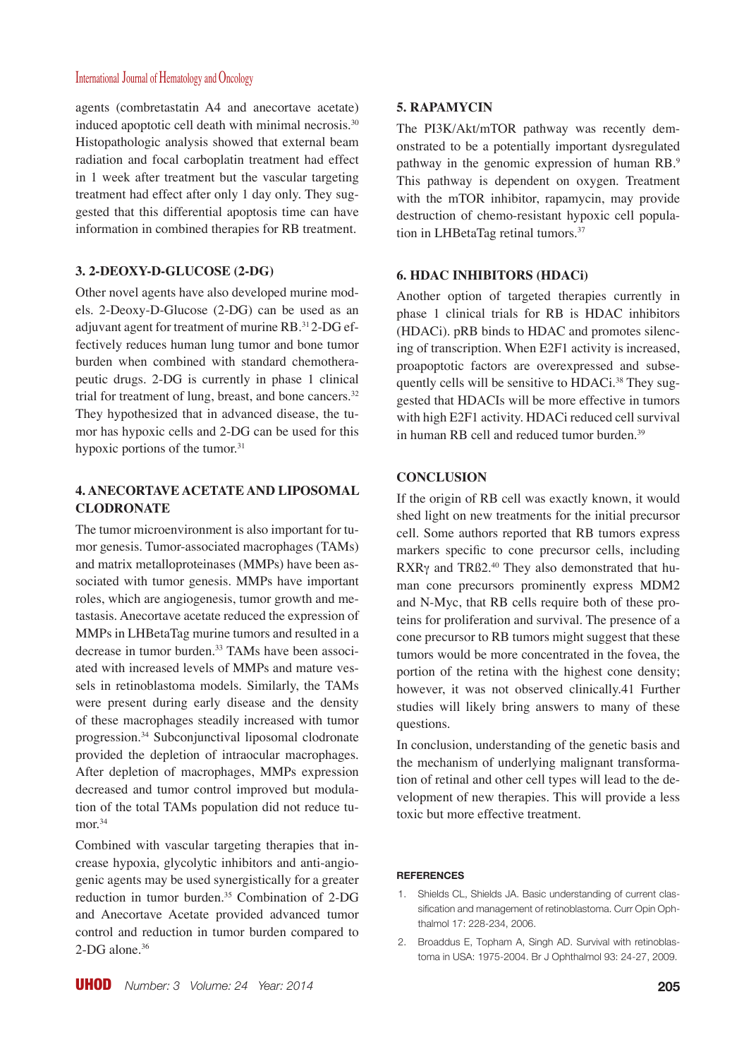agents (combretastatin A4 and anecortave acetate) induced apoptotic cell death with minimal necrosis.[30] Histopathologic analysis showed that external beam radiation and focal carboplatin treatment had effect in 1 week after treatment but the vascular targeting treatment had effect after only 1 day only. They suggested that this differential apoptosis time can have information in combined therapies for RB treatment.

### 3. 2-DEOXY-D-GLUCOSE (2-DG)

Other novel agents have also developed murine models. 2-Deoxy-D-Glucose (2-DG) can be used as an adjuvant agent for treatment of murine RB.[31] 2-DG effectively reduces human lung tumor and bone tumor burden when combined with standard chemotherapeutic drugs. 2-DG is currently in phase 1 clinical trial for treatment of lung, breast, and bone cancers.[32] They hypothesized that in advanced disease, the tumor has hypoxic cells and 2-DG can be used for this hypoxic portions of the tumor.[31]

### 4. ANECORTAVE ACETATE AND LIPOSOMAL CLODRONATE

The tumor microenvironment is also important for tumor genesis. Tumor-associated macrophages (TAMs) and matrix metalloproteinases (MMPs) have been associated with tumor genesis. MMPs have important roles, which are angiogenesis, tumor growth and metastasis. Anecortave acetate reduced the expression of MMPs in LHBetaTag murine tumors and resulted in a decrease in tumor burden.[33] TAMs have been associated with increased levels of MMPs and mature vessels in retinoblastoma models. Similarly, the TAMs were present during early disease and the density of these macrophages steadily increased with tumor progression.[34] Subconjunctival liposomal clodronate provided the depletion of intraocular macrophages. After depletion of macrophages, MMPs expression decreased and tumor control improved but modulation of the total TAMs population did not reduce tumor.[34]

Combined with vascular targeting therapies that increase hypoxia, glycolytic inhibitors and anti-angiogenic agents may be used synergistically for a greater reduction in tumor burden.[35] Combination of 2-DG and Anecortave Acetate provided advanced tumor control and reduction in tumor burden compared to 2-DG alone.[36]

### 5. RAPAMYCIN

The PI3K/Akt/mTOR pathway was recently demonstrated to be a potentially important dysregulated pathway in the genomic expression of human RB.[9] This pathway is dependent on oxygen. Treatment with the mTOR inhibitor, rapamycin, may provide destruction of chemo-resistant hypoxic cell population in LHBetaTag retinal tumors.[37]

### 6. HDAC INHIBITORS (HDACi)

Another option of targeted therapies currently in phase 1 clinical trials for RB is HDAC inhibitors (HDACi). pRB binds to HDAC and promotes silencing of transcription. When E2F1 activity is increased, proapoptotic factors are overexpressed and subsequently cells will be sensitive to HDACi.[38] They suggested that HDACIs will be more effective in tumors with high E2F1 activity. HDACi reduced cell survival in human RB cell and reduced tumor burden.[39]

## CONCLUSION

If the origin of RB cell was exactly known, it would shed light on new treatments for the initial precursor cell. Some authors reported that RB tumors express markers specific to cone precursor cells, including RXRγ and TRß2.[40] They also demonstrated that human cone precursors prominently express MDM2 and N-Myc, that RB cells require both of these proteins for proliferation and survival. The presence of a cone precursor to RB tumors might suggest that these tumors would be more concentrated in the fovea, the portion of the retina with the highest cone density; however, it was not observed clinically.41 Further studies will likely bring answers to many of these questions.

In conclusion, understanding of the genetic basis and the mechanism of underlying malignant transformation of retinal and other cell types will lead to the development of new therapies. This will provide a less toxic but more effective treatment.

## REFERENCES

1. Shields CL, Shields JA. Basic understanding of current classification and management of retinoblastoma. Curr Opin Ophthalmol 17: 228-234, 2006.
2. Broaddus E, Topham A, Singh AD. Survival with retinoblastoma in USA: 1975-2004. Br J Ophthalmol 93: 24-27, 2009.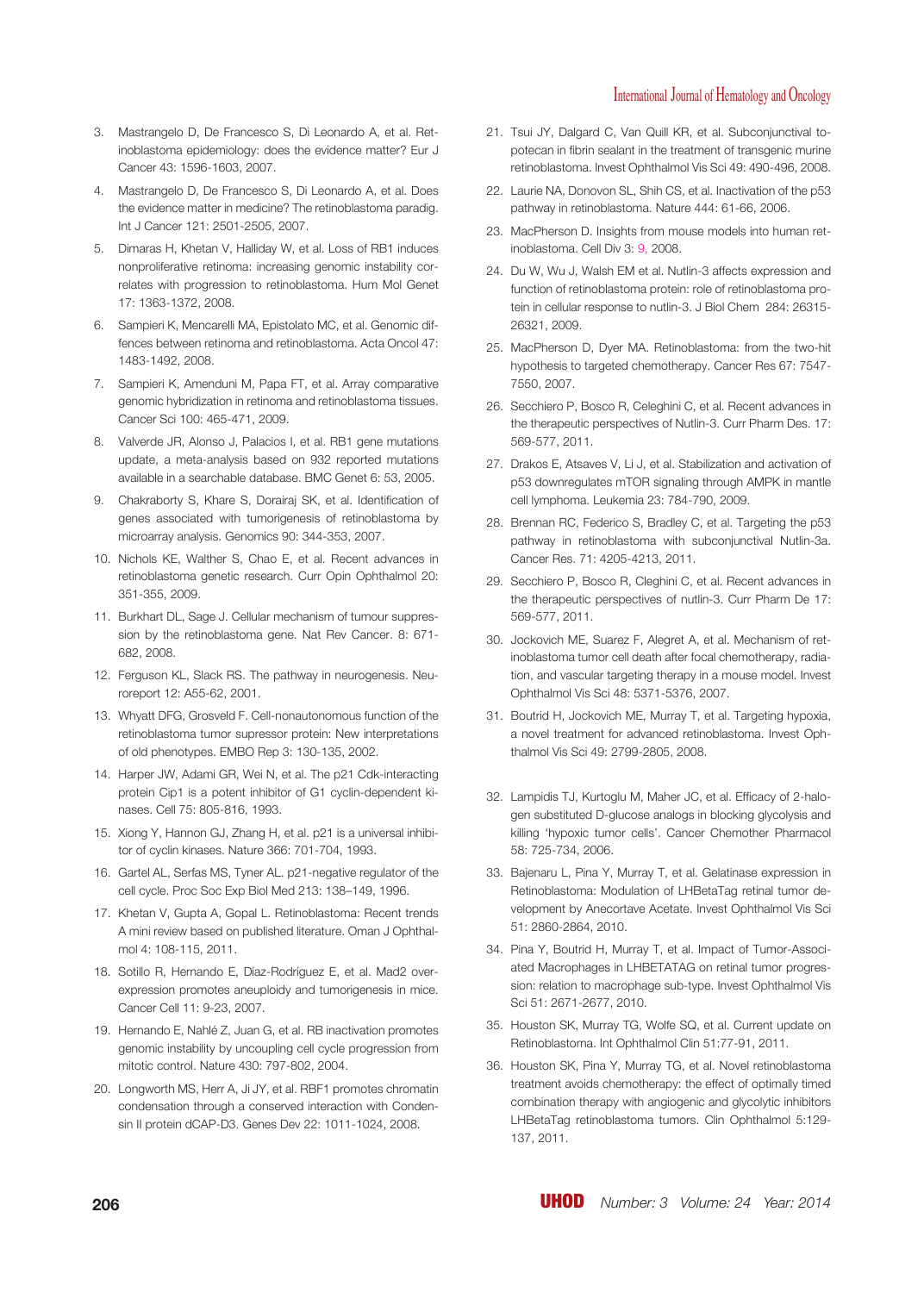3. Mastrangelo D, De Francesco S, Di Leonardo A, et al. Retinoblastoma epidemiology: does the evidence matter? Eur J Cancer 43: 1596-1603, 2007.
4. Mastrangelo D, De Francesco S, Di Leonardo A, et al. Does the evidence matter in medicine? The retinoblastoma paradig. Int J Cancer 121: 2501-2505, 2007.
5. Dimaras H, Khetan V, Halliday W, et al. Loss of RB1 induces nonproliferative retinoma: increasing genomic instability correlates with progression to retinoblastoma. Hum Mol Genet 17: 1363-1372, 2008.
6. Sampieri K, Mencarelli MA, Epistolato MC, et al. Genomic differences between retinoma and retinoblastoma. Acta Oncol 47: 1483-1492, 2008.
7. Sampieri K, Amenduni M, Papa FT, et al. Array comparative genomic hybridization in retinoma and retinoblastoma tissues. Cancer Sci 100: 465-471, 2009.
8. Valverde JR, Alonso J, Palacios I, et al. RB1 gene mutations update, a meta-analysis based on 932 reported mutations available in a searchable database. BMC Genet 6: 53, 2005.
9. Chakraborty S, Khare S, Dorairaj SK, et al. Identification of genes associated with tumorigenesis of retinoblastoma by microarray analysis. Genomics 90: 344-353, 2007.
10. Nichols KE, Walther S, Chao E, et al. Recent advances in retinoblastoma genetic research. Curr Opin Ophthalmol 20: 351-355, 2009.
11. Burkhart DL, Sage J. Cellular mechanism of tumour suppression by the retinoblastoma gene. Nat Rev Cancer. 8: 671-682, 2008.
12. Ferguson KL, Slack RS. The pathway in neurogenesis. Neuroreport 12: A55-62, 2001.
13. Whyatt DFG, Grosveld F. Cell-nonautonomous function of the retinoblastoma tumor supressor protein: New interpretations of old phenotypes. EMBO Rep 3: 130-135, 2002.
14. Harper JW, Adami GR, Wei N, et al. The p21 Cdk-interacting protein Cip1 is a potent inhibitor of G1 cyclin-dependent kinases. Cell 75: 805-816, 1993.
15. Xiong Y, Hannon GJ, Zhang H, et al. p21 is a universal inhibitor of cyclin kinases. Nature 366: 701-704, 1993.
16. Gartel AL, Serfas MS, Tyner AL. p21-negative regulator of the cell cycle. Proc Soc Exp Biol Med 213: 138–149, 1996.
17. Khetan V, Gupta A, Gopal L. Retinoblastoma: Recent trends A mini review based on published literature. Oman J Ophthalmol 4: 108-115, 2011.
18. Sotillo R, Hernando E, Díaz-Rodríguez E, et al. Mad2 overexpression promotes aneuploidy and tumorigenesis in mice. Cancer Cell 11: 9-23, 2007.
19. Hernando E, Nahlé Z, Juan G, et al. RB inactivation promotes genomic instability by uncoupling cell cycle progression from mitotic control. Nature 430: 797-802, 2004.
20. Longworth MS, Herr A, Ji JY, et al. RBF1 promotes chromatin condensation through a conserved interaction with Condensin II protein dCAP-D3. Genes Dev 22: 1011-1024, 2008.
21. Tsui JY, Dalgard C, Van Quill KR, et al. Subconjunctival topotecan in fibrin sealant in the treatment of transgenic murine retinoblastoma. Invest Ophthalmol Vis Sci 49: 490-496, 2008.
22. Laurie NA, Donovon SL, Shih CS, et al. Inactivation of the p53 pathway in retinoblastoma. Nature 444: 61-66, 2006.
23. MacPherson D. Insights from mouse models into human retinoblastoma. Cell Div 3: 9, 2008.
24. Du W, Wu J, Walsh EM et al. Nutlin-3 affects expression and function of retinoblastoma protein: role of retinoblastoma protein in cellular response to nutlin-3. J Biol Chem 284: 26315-26321, 2009.
25. MacPherson D, Dyer MA. Retinoblastoma: from the two-hit hypothesis to targeted chemotherapy. Cancer Res 67: 7547-7550, 2007.
26. Secchiero P, Bosco R, Celeghini C, et al. Recent advances in the therapeutic perspectives of Nutlin-3. Curr Pharm Des. 17: 569-577, 2011.
27. Drakos E, Atsaves V, Li J, et al. Stabilization and activation of p53 downregulates mTOR signaling through AMPK in mantle cell lymphoma. Leukemia 23: 784-790, 2009.
28. Brennan RC, Federico S, Bradley C, et al. Targeting the p53 pathway in retinoblastoma with subconjunctival Nutlin-3a. Cancer Res. 71: 4205-4213, 2011.
29. Secchiero P, Bosco R, Cleghini C, et al. Recent advances in the therapeutic perspectives of nutlin-3. Curr Pharm De 17: 569-577, 2011.
30. Jockovich ME, Suarez F, Alegret A, et al. Mechanism of retinoblastoma tumor cell death after focal chemotherapy, radiation, and vascular targeting therapy in a mouse model. Invest Ophthalmol Vis Sci 48: 5371-5376, 2007.
31. Boutrid H, Jockovich ME, Murray T, et al. Targeting hypoxia, a novel treatment for advanced retinoblastoma. Invest Ophthalmol Vis Sci 49: 2799-2805, 2008.
32. Lampidis TJ, Kurtoglu M, Maher JC, et al. Efficacy of 2-halogen substituted D-glucose analogs in blocking glycolysis and killing 'hypoxic tumor cells'. Cancer Chemother Pharmacol 58: 725-734, 2006.
33. Bajenaru L, Pina Y, Murray T, et al. Gelatinase expression in Retinoblastoma: Modulation of LHBetaTag retinal tumor development by Anecortave Acetate. Invest Ophthalmol Vis Sci 51: 2860-2864, 2010.
34. Pina Y, Boutrid H, Murray T, et al. Impact of Tumor-Associated Macrophages in LHBETATAG on retinal tumor progression: relation to macrophage sub-type. Invest Ophthalmol Vis Sci 51: 2671-2677, 2010.
35. Houston SK, Murray TG, Wolfe SQ, et al. Current update on Retinoblastoma. Int Ophthalmol Clin 51:77-91, 2011.
36. Houston SK, Pina Y, Murray TG, et al. Novel retinoblastoma treatment avoids chemotherapy: the effect of optimally timed combination therapy with angiogenic and glycolytic inhibitors LHBetaTag retinoblastoma tumors. Clin Ophthalmol 5:129-137, 2011.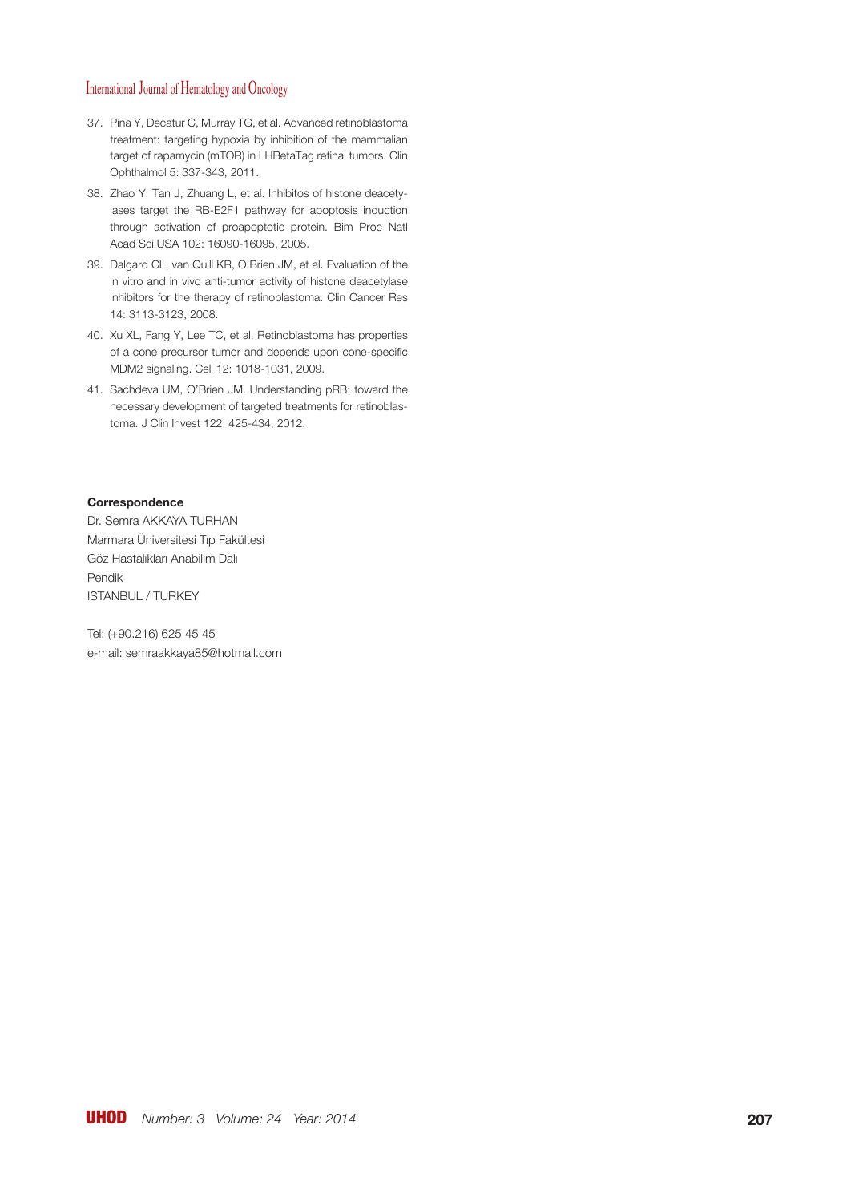37. Pina Y, Decatur C, Murray TG, et al. Advanced retinoblastoma treatment: targeting hypoxia by inhibition of the mammalian target of rapamycin (mTOR) in LHBetaTag retinal tumors. Clin Ophthalmol 5: 337-343, 2011.
38. Zhao Y, Tan J, Zhuang L, et al. Inhibitos of histone deacetylases target the RB-E2F1 pathway for apoptosis induction through activation of proapoptotic protein. Bim Proc Natl Acad Sci USA 102: 16090-16095, 2005.
39. Dalgard CL, van Quill KR, O'Brien JM, et al. Evaluation of the in vitro and in vivo anti-tumor activity of histone deacetylase inhibitors for the therapy of retinoblastoma. Clin Cancer Res 14: 3113-3123, 2008.
40. Xu XL, Fang Y, Lee TC, et al. Retinoblastoma has properties of a cone precursor tumor and depends upon cone-specific MDM2 signaling. Cell 12: 1018-1031, 2009.
41. Sachdeva UM, O'Brien JM. Understanding pRB: toward the necessary development of targeted treatments for retinoblastoma. J Clin Invest 122: 425-434, 2012.

**Correspondence**

Dr. Semra AKKAYA TURHAN
Marmara Üniversitesi Tıp Fakültesi
Göz Hastalıkları Anabilim Dalı
Pendik
ISTANBUL / TURKEY

Tel: (+90.216) 625 45 45
e-mail: semraakkaya85@hotmail.com